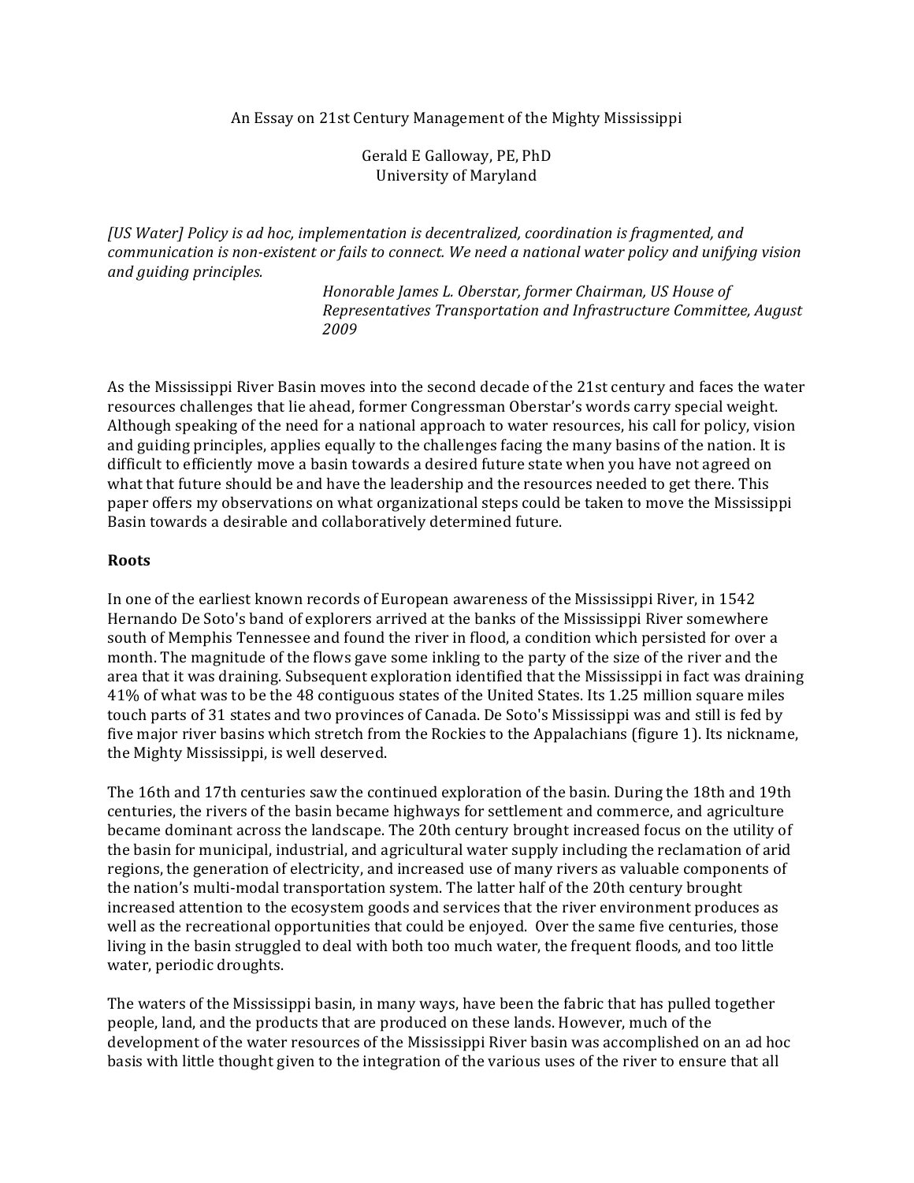# An Essay on 21st Century Management of the Mighty Mississippi

Gerald E Galloway, PE, PhD
University of Maryland

*[US Water] Policy is ad hoc, implementation is decentralized, coordination is fragmented, and communication is non-existent or fails to connect. We need a national water policy and unifying vision and guiding principles.*

> *Honorable James L. Oberstar, former Chairman, US House of Representatives Transportation and Infrastructure Committee, August 2009*

As the Mississippi River Basin moves into the second decade of the 21st century and faces the water resources challenges that lie ahead, former Congressman Oberstar's words carry special weight. Although speaking of the need for a national approach to water resources, his call for policy, vision and guiding principles, applies equally to the challenges facing the many basins of the nation. It is difficult to efficiently move a basin towards a desired future state when you have not agreed on what that future should be and have the leadership and the resources needed to get there. This paper offers my observations on what organizational steps could be taken to move the Mississippi Basin towards a desirable and collaboratively determined future.

## Roots

In one of the earliest known records of European awareness of the Mississippi River, in 1542 Hernando De Soto's band of explorers arrived at the banks of the Mississippi River somewhere south of Memphis Tennessee and found the river in flood, a condition which persisted for over a month. The magnitude of the flows gave some inkling to the party of the size of the river and the area that it was draining. Subsequent exploration identified that the Mississippi in fact was draining 41% of what was to be the 48 contiguous states of the United States. Its 1.25 million square miles touch parts of 31 states and two provinces of Canada. De Soto's Mississippi was and still is fed by five major river basins which stretch from the Rockies to the Appalachians (figure 1). Its nickname, the Mighty Mississippi, is well deserved.

The 16th and 17th centuries saw the continued exploration of the basin. During the 18th and 19th centuries, the rivers of the basin became highways for settlement and commerce, and agriculture became dominant across the landscape. The 20th century brought increased focus on the utility of the basin for municipal, industrial, and agricultural water supply including the reclamation of arid regions, the generation of electricity, and increased use of many rivers as valuable components of the nation's multi-modal transportation system. The latter half of the 20th century brought increased attention to the ecosystem goods and services that the river environment produces as well as the recreational opportunities that could be enjoyed. Over the same five centuries, those living in the basin struggled to deal with both too much water, the frequent floods, and too little water, periodic droughts.

The waters of the Mississippi basin, in many ways, have been the fabric that has pulled together people, land, and the products that are produced on these lands. However, much of the development of the water resources of the Mississippi River basin was accomplished on an ad hoc basis with little thought given to the integration of the various uses of the river to ensure that all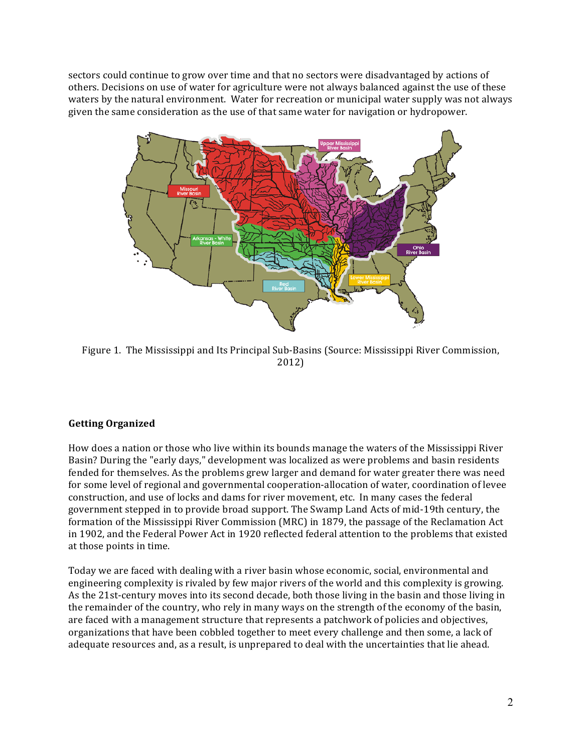sectors could continue to grow over time and that no sectors were disadvantaged by actions of others. Decisions on use of water for agriculture were not always balanced against the use of these waters by the natural environment. Water for recreation or municipal water supply was not always given the same consideration as the use of that same water for navigation or hydropower.

Figure 1. The Mississippi and Its Principal Sub-Basins (Source: Mississippi River Commission, 2012)

**Getting Organized**

How does a nation or those who live within its bounds manage the waters of the Mississippi River Basin? During the "early days," development was localized as were problems and basin residents fended for themselves. As the problems grew larger and demand for water greater there was need for some level of regional and governmental cooperation-allocation of water, coordination of levee construction, and use of locks and dams for river movement, etc. In many cases the federal government stepped in to provide broad support. The Swamp Land Acts of mid-19th century, the formation of the Mississippi River Commission (MRC) in 1879, the passage of the Reclamation Act in 1902, and the Federal Power Act in 1920 reflected federal attention to the problems that existed at those points in time.

Today we are faced with dealing with a river basin whose economic, social, environmental and engineering complexity is rivaled by few major rivers of the world and this complexity is growing. As the 21st-century moves into its second decade, both those living in the basin and those living in the remainder of the country, who rely in many ways on the strength of the economy of the basin, are faced with a management structure that represents a patchwork of policies and objectives, organizations that have been cobbled together to meet every challenge and then some, a lack of adequate resources and, as a result, is unprepared to deal with the uncertainties that lie ahead.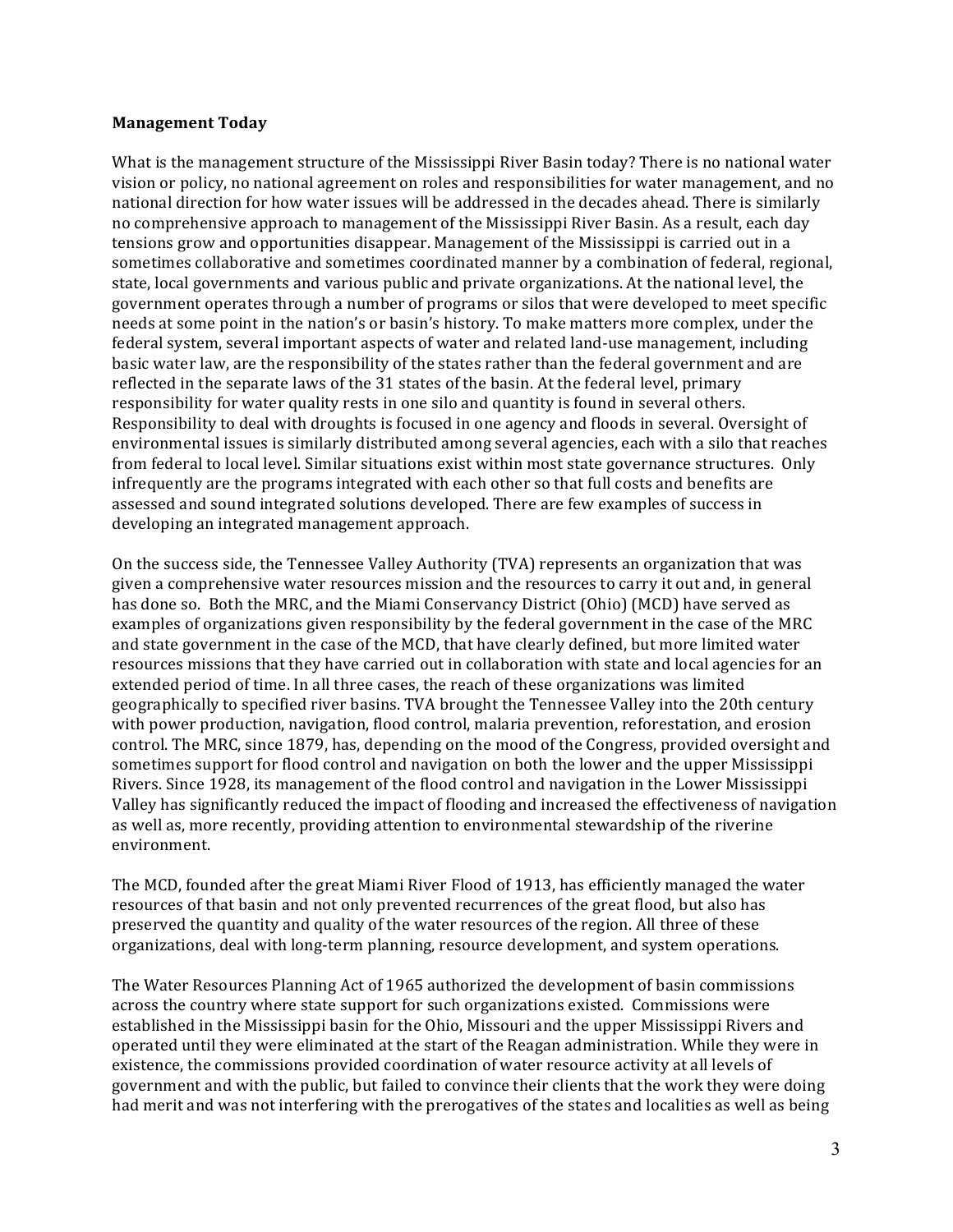**Management Today**

What is the management structure of the Mississippi River Basin today? There is no national water vision or policy, no national agreement on roles and responsibilities for water management, and no national direction for how water issues will be addressed in the decades ahead. There is similarly no comprehensive approach to management of the Mississippi River Basin. As a result, each day tensions grow and opportunities disappear. Management of the Mississippi is carried out in a sometimes collaborative and sometimes coordinated manner by a combination of federal, regional, state, local governments and various public and private organizations. At the national level, the government operates through a number of programs or silos that were developed to meet specific needs at some point in the nation's or basin's history. To make matters more complex, under the federal system, several important aspects of water and related land-use management, including basic water law, are the responsibility of the states rather than the federal government and are reflected in the separate laws of the 31 states of the basin. At the federal level, primary responsibility for water quality rests in one silo and quantity is found in several others. Responsibility to deal with droughts is focused in one agency and floods in several. Oversight of environmental issues is similarly distributed among several agencies, each with a silo that reaches from federal to local level. Similar situations exist within most state governance structures. Only infrequently are the programs integrated with each other so that full costs and benefits are assessed and sound integrated solutions developed. There are few examples of success in developing an integrated management approach.

On the success side, the Tennessee Valley Authority (TVA) represents an organization that was given a comprehensive water resources mission and the resources to carry it out and, in general has done so. Both the MRC, and the Miami Conservancy District (Ohio) (MCD) have served as examples of organizations given responsibility by the federal government in the case of the MRC and state government in the case of the MCD, that have clearly defined, but more limited water resources missions that they have carried out in collaboration with state and local agencies for an extended period of time. In all three cases, the reach of these organizations was limited geographically to specified river basins. TVA brought the Tennessee Valley into the 20th century with power production, navigation, flood control, malaria prevention, reforestation, and erosion control. The MRC, since 1879, has, depending on the mood of the Congress, provided oversight and sometimes support for flood control and navigation on both the lower and the upper Mississippi Rivers. Since 1928, its management of the flood control and navigation in the Lower Mississippi Valley has significantly reduced the impact of flooding and increased the effectiveness of navigation as well as, more recently, providing attention to environmental stewardship of the riverine environment.

The MCD, founded after the great Miami River Flood of 1913, has efficiently managed the water resources of that basin and not only prevented recurrences of the great flood, but also has preserved the quantity and quality of the water resources of the region. All three of these organizations, deal with long-term planning, resource development, and system operations.

The Water Resources Planning Act of 1965 authorized the development of basin commissions across the country where state support for such organizations existed. Commissions were established in the Mississippi basin for the Ohio, Missouri and the upper Mississippi Rivers and operated until they were eliminated at the start of the Reagan administration. While they were in existence, the commissions provided coordination of water resource activity at all levels of government and with the public, but failed to convince their clients that the work they were doing had merit and was not interfering with the prerogatives of the states and localities as well as being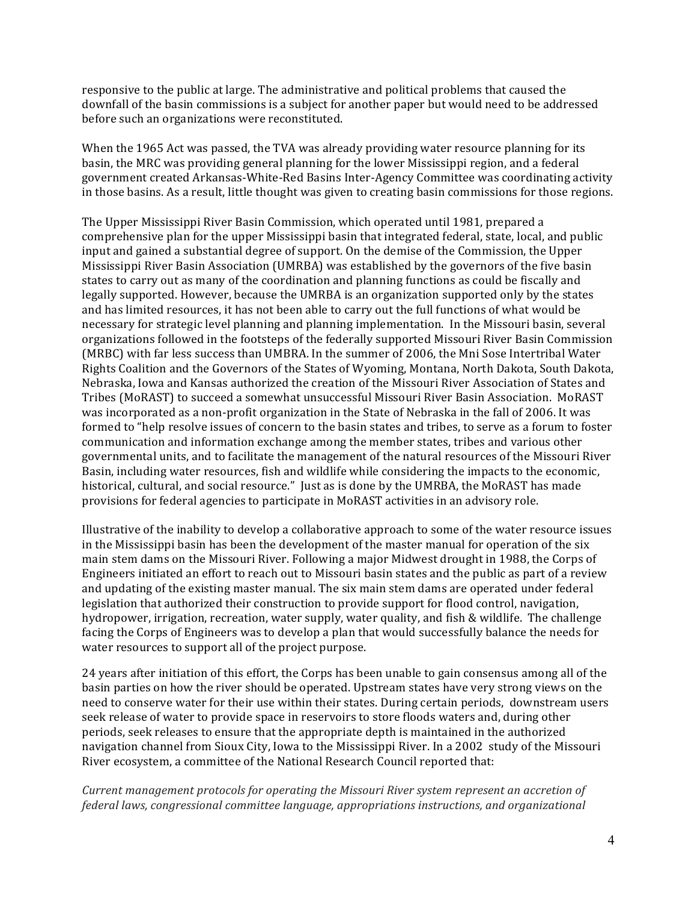responsive to the public at large. The administrative and political problems that caused the downfall of the basin commissions is a subject for another paper but would need to be addressed before such an organizations were reconstituted.

When the 1965 Act was passed, the TVA was already providing water resource planning for its basin, the MRC was providing general planning for the lower Mississippi region, and a federal government created Arkansas-White-Red Basins Inter-Agency Committee was coordinating activity in those basins. As a result, little thought was given to creating basin commissions for those regions.

The Upper Mississippi River Basin Commission, which operated until 1981, prepared a comprehensive plan for the upper Mississippi basin that integrated federal, state, local, and public input and gained a substantial degree of support. On the demise of the Commission, the Upper Mississippi River Basin Association (UMRBA) was established by the governors of the five basin states to carry out as many of the coordination and planning functions as could be fiscally and legally supported. However, because the UMRBA is an organization supported only by the states and has limited resources, it has not been able to carry out the full functions of what would be necessary for strategic level planning and planning implementation. In the Missouri basin, several organizations followed in the footsteps of the federally supported Missouri River Basin Commission (MRBC) with far less success than UMBRA. In the summer of 2006, the Mni Sose Intertribal Water Rights Coalition and the Governors of the States of Wyoming, Montana, North Dakota, South Dakota, Nebraska, Iowa and Kansas authorized the creation of the Missouri River Association of States and Tribes (MoRAST) to succeed a somewhat unsuccessful Missouri River Basin Association. MoRAST was incorporated as a non-profit organization in the State of Nebraska in the fall of 2006. It was formed to "help resolve issues of concern to the basin states and tribes, to serve as a forum to foster communication and information exchange among the member states, tribes and various other governmental units, and to facilitate the management of the natural resources of the Missouri River Basin, including water resources, fish and wildlife while considering the impacts to the economic, historical, cultural, and social resource." Just as is done by the UMRBA, the MoRAST has made provisions for federal agencies to participate in MoRAST activities in an advisory role.

Illustrative of the inability to develop a collaborative approach to some of the water resource issues in the Mississippi basin has been the development of the master manual for operation of the six main stem dams on the Missouri River. Following a major Midwest drought in 1988, the Corps of Engineers initiated an effort to reach out to Missouri basin states and the public as part of a review and updating of the existing master manual. The six main stem dams are operated under federal legislation that authorized their construction to provide support for flood control, navigation, hydropower, irrigation, recreation, water supply, water quality, and fish & wildlife. The challenge facing the Corps of Engineers was to develop a plan that would successfully balance the needs for water resources to support all of the project purpose.

24 years after initiation of this effort, the Corps has been unable to gain consensus among all of the basin parties on how the river should be operated. Upstream states have very strong views on the need to conserve water for their use within their states. During certain periods, downstream users seek release of water to provide space in reservoirs to store floods waters and, during other periods, seek releases to ensure that the appropriate depth is maintained in the authorized navigation channel from Sioux City, Iowa to the Mississippi River. In a 2002 study of the Missouri River ecosystem, a committee of the National Research Council reported that:

*Current management protocols for operating the Missouri River system represent an accretion of federal laws, congressional committee language, appropriations instructions, and organizational*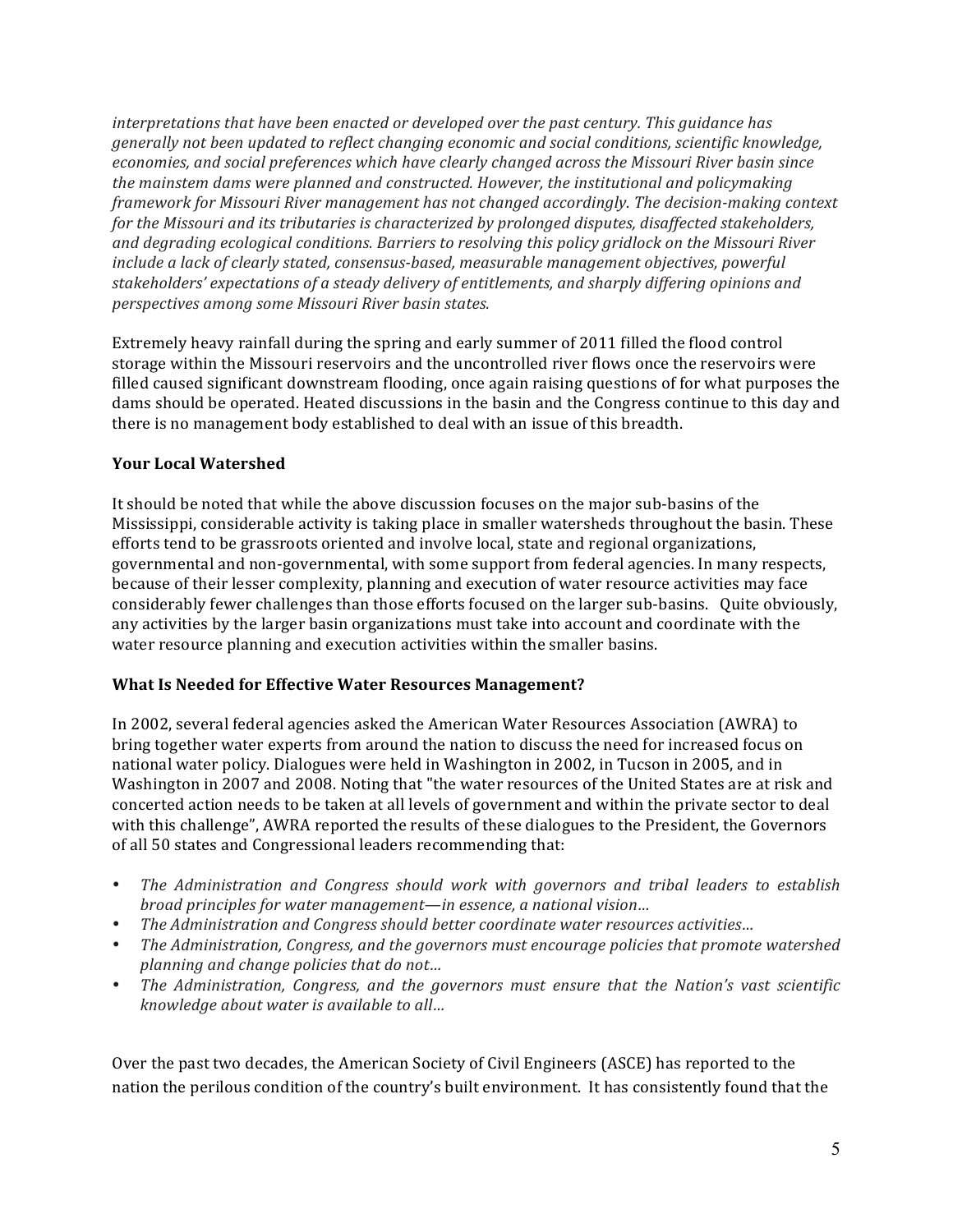*interpretations that have been enacted or developed over the past century. This guidance has generally not been updated to reflect changing economic and social conditions, scientific knowledge, economies, and social preferences which have clearly changed across the Missouri River basin since the mainstem dams were planned and constructed. However, the institutional and policymaking framework for Missouri River management has not changed accordingly. The decision-making context for the Missouri and its tributaries is characterized by prolonged disputes, disaffected stakeholders, and degrading ecological conditions. Barriers to resolving this policy gridlock on the Missouri River include a lack of clearly stated, consensus-based, measurable management objectives, powerful stakeholders' expectations of a steady delivery of entitlements, and sharply differing opinions and perspectives among some Missouri River basin states.*

Extremely heavy rainfall during the spring and early summer of 2011 filled the flood control storage within the Missouri reservoirs and the uncontrolled river flows once the reservoirs were filled caused significant downstream flooding, once again raising questions of for what purposes the dams should be operated. Heated discussions in the basin and the Congress continue to this day and there is no management body established to deal with an issue of this breadth.

**Your Local Watershed**

It should be noted that while the above discussion focuses on the major sub-basins of the Mississippi, considerable activity is taking place in smaller watersheds throughout the basin. These efforts tend to be grassroots oriented and involve local, state and regional organizations, governmental and non-governmental, with some support from federal agencies. In many respects, because of their lesser complexity, planning and execution of water resource activities may face considerably fewer challenges than those efforts focused on the larger sub-basins. Quite obviously, any activities by the larger basin organizations must take into account and coordinate with the water resource planning and execution activities within the smaller basins.

**What Is Needed for Effective Water Resources Management?**

In 2002, several federal agencies asked the American Water Resources Association (AWRA) to bring together water experts from around the nation to discuss the need for increased focus on national water policy. Dialogues were held in Washington in 2002, in Tucson in 2005, and in Washington in 2007 and 2008. Noting that "the water resources of the United States are at risk and concerted action needs to be taken at all levels of government and within the private sector to deal with this challenge", AWRA reported the results of these dialogues to the President, the Governors of all 50 states and Congressional leaders recommending that:

- *The Administration and Congress should work with governors and tribal leaders to establish broad principles for water management—in essence, a national vision…*
- *The Administration and Congress should better coordinate water resources activities…*
- *The Administration, Congress, and the governors must encourage policies that promote watershed planning and change policies that do not…*
- *The Administration, Congress, and the governors must ensure that the Nation's vast scientific knowledge about water is available to all…*

Over the past two decades, the American Society of Civil Engineers (ASCE) has reported to the nation the perilous condition of the country's built environment. It has consistently found that the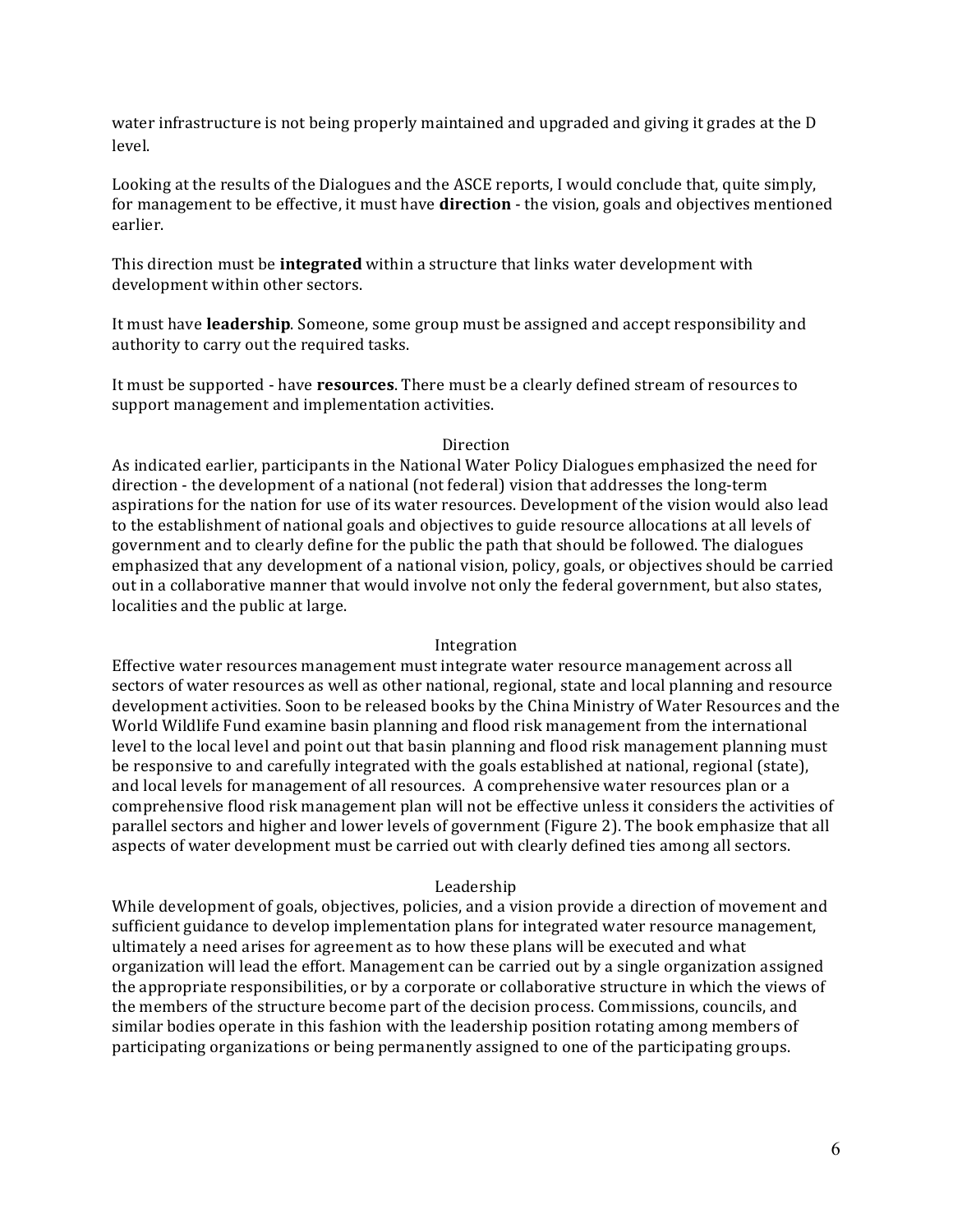water infrastructure is not being properly maintained and upgraded and giving it grades at the D level.

Looking at the results of the Dialogues and the ASCE reports, I would conclude that, quite simply, for management to be effective, it must have **direction** - the vision, goals and objectives mentioned earlier.

This direction must be **integrated** within a structure that links water development with development within other sectors.

It must have **leadership**. Someone, some group must be assigned and accept responsibility and authority to carry out the required tasks.

It must be supported - have **resources**. There must be a clearly defined stream of resources to support management and implementation activities.

### Direction

As indicated earlier, participants in the National Water Policy Dialogues emphasized the need for direction - the development of a national (not federal) vision that addresses the long-term aspirations for the nation for use of its water resources. Development of the vision would also lead to the establishment of national goals and objectives to guide resource allocations at all levels of government and to clearly define for the public the path that should be followed. The dialogues emphasized that any development of a national vision, policy, goals, or objectives should be carried out in a collaborative manner that would involve not only the federal government, but also states, localities and the public at large.

### Integration

Effective water resources management must integrate water resource management across all sectors of water resources as well as other national, regional, state and local planning and resource development activities. Soon to be released books by the China Ministry of Water Resources and the World Wildlife Fund examine basin planning and flood risk management from the international level to the local level and point out that basin planning and flood risk management planning must be responsive to and carefully integrated with the goals established at national, regional (state), and local levels for management of all resources. A comprehensive water resources plan or a comprehensive flood risk management plan will not be effective unless it considers the activities of parallel sectors and higher and lower levels of government (Figure 2). The book emphasize that all aspects of water development must be carried out with clearly defined ties among all sectors.

### Leadership

While development of goals, objectives, policies, and a vision provide a direction of movement and sufficient guidance to develop implementation plans for integrated water resource management, ultimately a need arises for agreement as to how these plans will be executed and what organization will lead the effort. Management can be carried out by a single organization assigned the appropriate responsibilities, or by a corporate or collaborative structure in which the views of the members of the structure become part of the decision process. Commissions, councils, and similar bodies operate in this fashion with the leadership position rotating among members of participating organizations or being permanently assigned to one of the participating groups.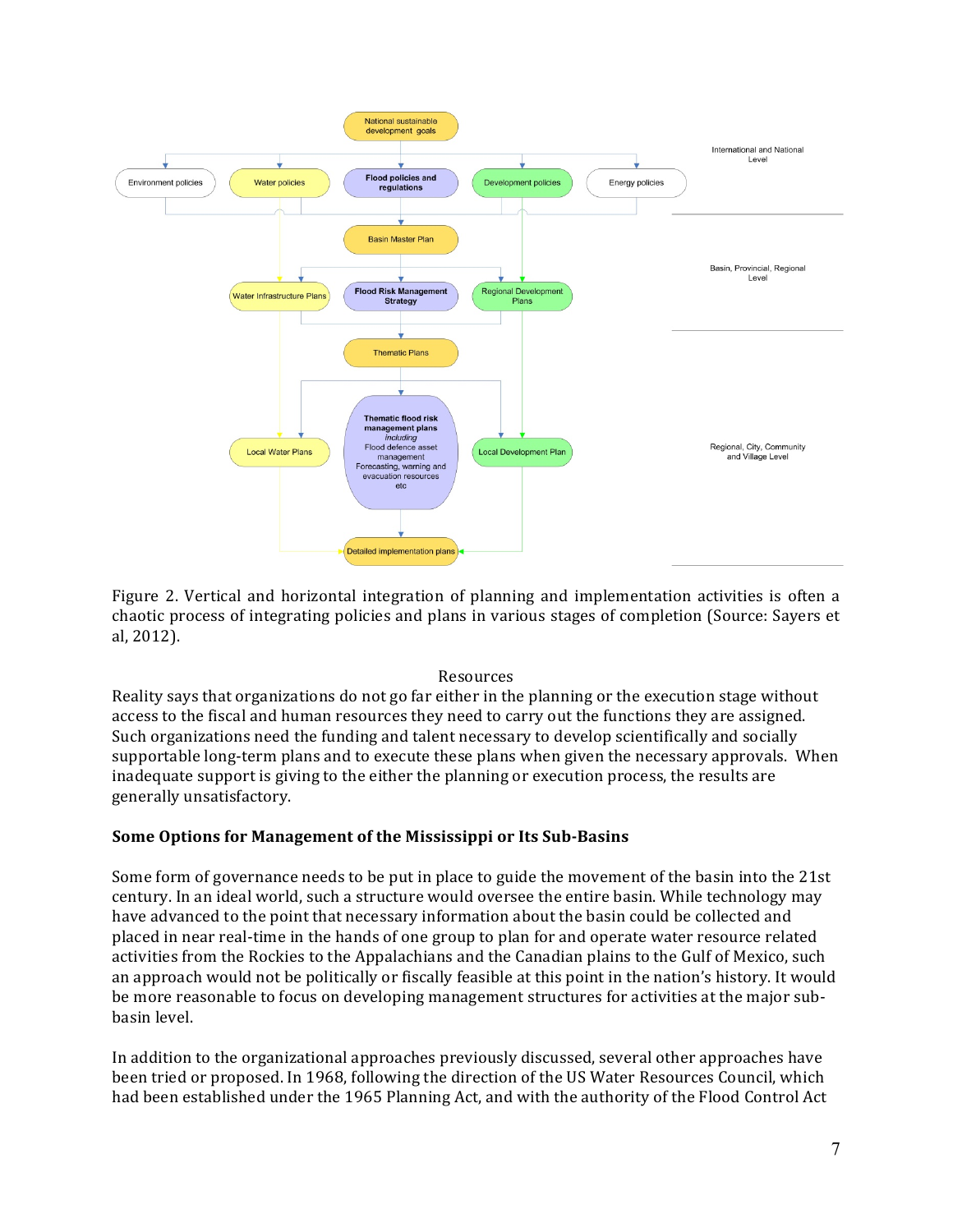Figure 2. Vertical and horizontal integration of planning and implementation activities is often a chaotic process of integrating policies and plans in various stages of completion (Source: Sayers et al, 2012).

Resources

Reality says that organizations do not go far either in the planning or the execution stage without access to the fiscal and human resources they need to carry out the functions they are assigned. Such organizations need the funding and talent necessary to develop scientifically and socially supportable long-term plans and to execute these plans when given the necessary approvals. When inadequate support is giving to the either the planning or execution process, the results are generally unsatisfactory.

**Some Options for Management of the Mississippi or Its Sub-Basins**

Some form of governance needs to be put in place to guide the movement of the basin into the 21st century. In an ideal world, such a structure would oversee the entire basin. While technology may have advanced to the point that necessary information about the basin could be collected and placed in near real-time in the hands of one group to plan for and operate water resource related activities from the Rockies to the Appalachians and the Canadian plains to the Gulf of Mexico, such an approach would not be politically or fiscally feasible at this point in the nation's history. It would be more reasonable to focus on developing management structures for activities at the major sub-basin level.

In addition to the organizational approaches previously discussed, several other approaches have been tried or proposed. In 1968, following the direction of the US Water Resources Council, which had been established under the 1965 Planning Act, and with the authority of the Flood Control Act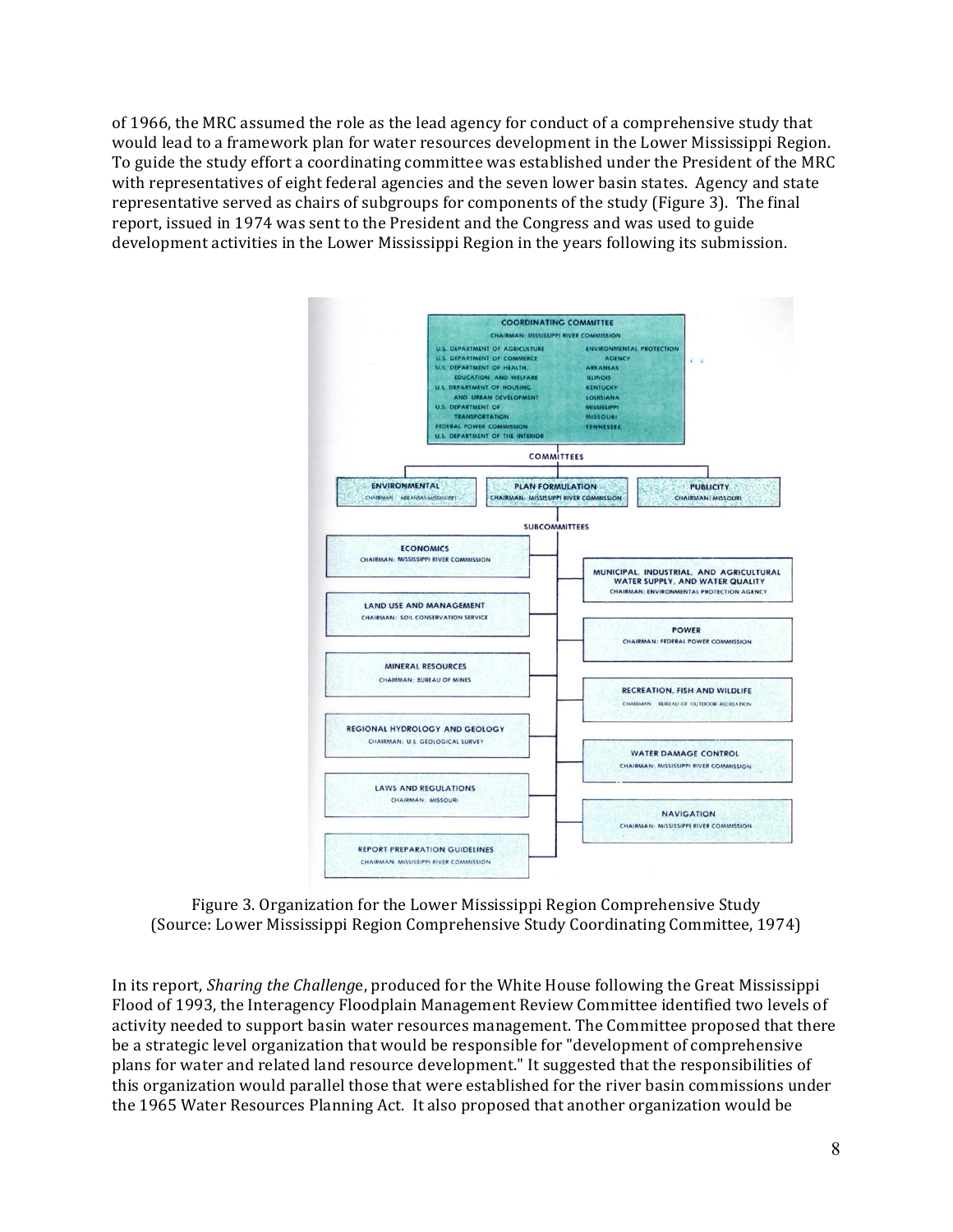of 1966, the MRC assumed the role as the lead agency for conduct of a comprehensive study that would lead to a framework plan for water resources development in the Lower Mississippi Region. To guide the study effort a coordinating committee was established under the President of the MRC with representatives of eight federal agencies and the seven lower basin states. Agency and state representative served as chairs of subgroups for components of the study (Figure 3). The final report, issued in 1974 was sent to the President and the Congress and was used to guide development activities in the Lower Mississippi Region in the years following its submission.

Figure 3. Organization for the Lower Mississippi Region Comprehensive Study (Source: Lower Mississippi Region Comprehensive Study Coordinating Committee, 1974)

In its report, *Sharing the Challenge*, produced for the White House following the Great Mississippi Flood of 1993, the Interagency Floodplain Management Review Committee identified two levels of activity needed to support basin water resources management. The Committee proposed that there be a strategic level organization that would be responsible for "development of comprehensive plans for water and related land resource development." It suggested that the responsibilities of this organization would parallel those that were established for the river basin commissions under the 1965 Water Resources Planning Act. It also proposed that another organization would be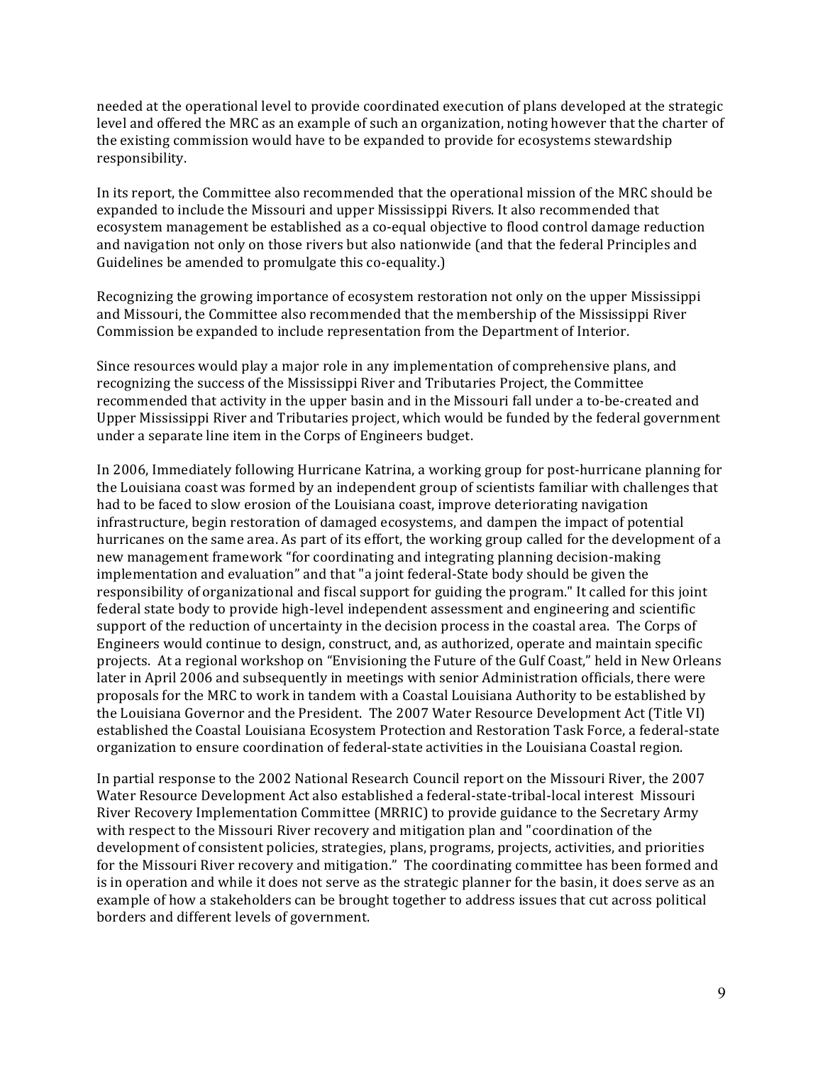needed at the operational level to provide coordinated execution of plans developed at the strategic level and offered the MRC as an example of such an organization, noting however that the charter of the existing commission would have to be expanded to provide for ecosystems stewardship responsibility.

In its report, the Committee also recommended that the operational mission of the MRC should be expanded to include the Missouri and upper Mississippi Rivers. It also recommended that ecosystem management be established as a co-equal objective to flood control damage reduction and navigation not only on those rivers but also nationwide (and that the federal Principles and Guidelines be amended to promulgate this co-equality.)

Recognizing the growing importance of ecosystem restoration not only on the upper Mississippi and Missouri, the Committee also recommended that the membership of the Mississippi River Commission be expanded to include representation from the Department of Interior.

Since resources would play a major role in any implementation of comprehensive plans, and recognizing the success of the Mississippi River and Tributaries Project, the Committee recommended that activity in the upper basin and in the Missouri fall under a to-be-created and Upper Mississippi River and Tributaries project, which would be funded by the federal government under a separate line item in the Corps of Engineers budget.

In 2006, Immediately following Hurricane Katrina, a working group for post-hurricane planning for the Louisiana coast was formed by an independent group of scientists familiar with challenges that had to be faced to slow erosion of the Louisiana coast, improve deteriorating navigation infrastructure, begin restoration of damaged ecosystems, and dampen the impact of potential hurricanes on the same area. As part of its effort, the working group called for the development of a new management framework "for coordinating and integrating planning decision-making implementation and evaluation" and that "a joint federal-State body should be given the responsibility of organizational and fiscal support for guiding the program." It called for this joint federal state body to provide high-level independent assessment and engineering and scientific support of the reduction of uncertainty in the decision process in the coastal area. The Corps of Engineers would continue to design, construct, and, as authorized, operate and maintain specific projects. At a regional workshop on "Envisioning the Future of the Gulf Coast," held in New Orleans later in April 2006 and subsequently in meetings with senior Administration officials, there were proposals for the MRC to work in tandem with a Coastal Louisiana Authority to be established by the Louisiana Governor and the President. The 2007 Water Resource Development Act (Title VI) established the Coastal Louisiana Ecosystem Protection and Restoration Task Force, a federal-state organization to ensure coordination of federal-state activities in the Louisiana Coastal region.

In partial response to the 2002 National Research Council report on the Missouri River, the 2007 Water Resource Development Act also established a federal-state-tribal-local interest Missouri River Recovery Implementation Committee (MRRIC) to provide guidance to the Secretary Army with respect to the Missouri River recovery and mitigation plan and "coordination of the development of consistent policies, strategies, plans, programs, projects, activities, and priorities for the Missouri River recovery and mitigation." The coordinating committee has been formed and is in operation and while it does not serve as the strategic planner for the basin, it does serve as an example of how a stakeholders can be brought together to address issues that cut across political borders and different levels of government.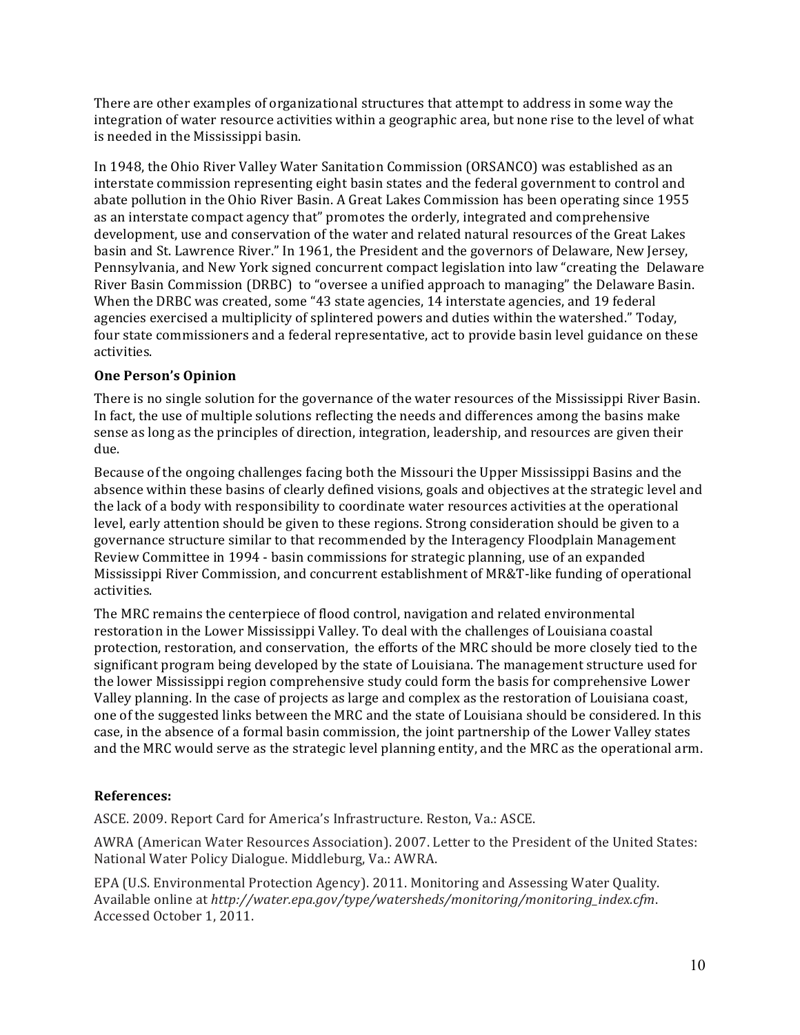There are other examples of organizational structures that attempt to address in some way the integration of water resource activities within a geographic area, but none rise to the level of what is needed in the Mississippi basin.

In 1948, the Ohio River Valley Water Sanitation Commission (ORSANCO) was established as an interstate commission representing eight basin states and the federal government to control and abate pollution in the Ohio River Basin. A Great Lakes Commission has been operating since 1955 as an interstate compact agency that" promotes the orderly, integrated and comprehensive development, use and conservation of the water and related natural resources of the Great Lakes basin and St. Lawrence River." In 1961, the President and the governors of Delaware, New Jersey, Pennsylvania, and New York signed concurrent compact legislation into law "creating the Delaware River Basin Commission (DRBC) to "oversee a unified approach to managing" the Delaware Basin. When the DRBC was created, some "43 state agencies, 14 interstate agencies, and 19 federal agencies exercised a multiplicity of splintered powers and duties within the watershed." Today, four state commissioners and a federal representative, act to provide basin level guidance on these activities.

### One Person's Opinion

There is no single solution for the governance of the water resources of the Mississippi River Basin. In fact, the use of multiple solutions reflecting the needs and differences among the basins make sense as long as the principles of direction, integration, leadership, and resources are given their due.

Because of the ongoing challenges facing both the Missouri the Upper Mississippi Basins and the absence within these basins of clearly defined visions, goals and objectives at the strategic level and the lack of a body with responsibility to coordinate water resources activities at the operational level, early attention should be given to these regions. Strong consideration should be given to a governance structure similar to that recommended by the Interagency Floodplain Management Review Committee in 1994 - basin commissions for strategic planning, use of an expanded Mississippi River Commission, and concurrent establishment of MR&T-like funding of operational activities.

The MRC remains the centerpiece of flood control, navigation and related environmental restoration in the Lower Mississippi Valley. To deal with the challenges of Louisiana coastal protection, restoration, and conservation, the efforts of the MRC should be more closely tied to the significant program being developed by the state of Louisiana. The management structure used for the lower Mississippi region comprehensive study could form the basis for comprehensive Lower Valley planning. In the case of projects as large and complex as the restoration of Louisiana coast, one of the suggested links between the MRC and the state of Louisiana should be considered. In this case, in the absence of a formal basin commission, the joint partnership of the Lower Valley states and the MRC would serve as the strategic level planning entity, and the MRC as the operational arm.

### References:

ASCE. 2009. Report Card for America's Infrastructure. Reston, Va.: ASCE.

AWRA (American Water Resources Association). 2007. Letter to the President of the United States: National Water Policy Dialogue. Middleburg, Va.: AWRA.

EPA (U.S. Environmental Protection Agency). 2011. Monitoring and Assessing Water Quality. Available online at *http://water.epa.gov/type/watersheds/monitoring/monitoring_index.cfm*. Accessed October 1, 2011.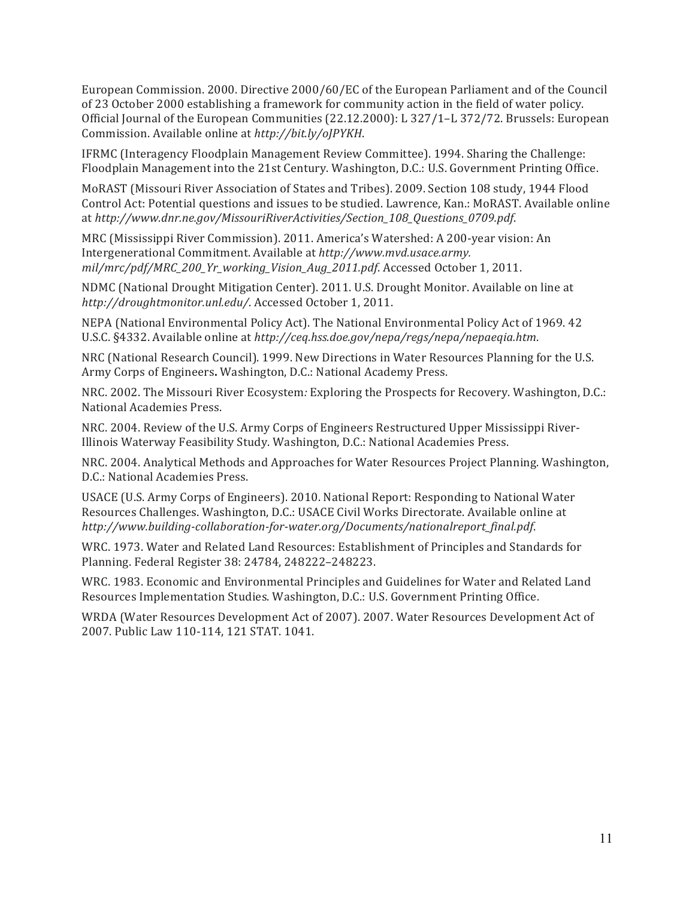European Commission. 2000. Directive 2000/60/EC of the European Parliament and of the Council of 23 October 2000 establishing a framework for community action in the field of water policy. Official Journal of the European Communities (22.12.2000): L 327/1–L 372/72. Brussels: European Commission. Available online at *http://bit.ly/oJPYKH*.

IFRMC (Interagency Floodplain Management Review Committee). 1994. Sharing the Challenge: Floodplain Management into the 21st Century. Washington, D.C.: U.S. Government Printing Office.

MoRAST (Missouri River Association of States and Tribes). 2009. Section 108 study, 1944 Flood Control Act: Potential questions and issues to be studied. Lawrence, Kan.: MoRAST. Available online at *http://www.dnr.ne.gov/MissouriRiverActivities/Section_108_Questions_0709.pdf*.

MRC (Mississippi River Commission). 2011. America's Watershed: A 200-year vision: An Intergenerational Commitment. Available at *http://www.mvd.usace.army.mil/mrc/pdf/MRC_200_Yr_working_Vision_Aug_2011.pdf*. Accessed October 1, 2011.

NDMC (National Drought Mitigation Center). 2011. U.S. Drought Monitor. Available on line at *http://droughtmonitor.unl.edu/*. Accessed October 1, 2011.

NEPA (National Environmental Policy Act). The National Environmental Policy Act of 1969. 42 U.S.C. §4332. Available online at *http://ceq.hss.doe.gov/nepa/regs/nepa/nepaeqia.htm*.

NRC (National Research Council). 1999. New Directions in Water Resources Planning for the U.S. Army Corps of Engineers**.** Washington, D.C.: National Academy Press.

NRC. 2002. The Missouri River Ecosystem*:* Exploring the Prospects for Recovery. Washington, D.C.: National Academies Press.

NRC. 2004. Review of the U.S. Army Corps of Engineers Restructured Upper Mississippi River-Illinois Waterway Feasibility Study. Washington, D.C.: National Academies Press.

NRC. 2004. Analytical Methods and Approaches for Water Resources Project Planning. Washington, D.C.: National Academies Press.

USACE (U.S. Army Corps of Engineers). 2010. National Report: Responding to National Water Resources Challenges. Washington, D.C.: USACE Civil Works Directorate. Available online at *http://www.building-collaboration-for-water.org/Documents/nationalreport_final.pdf*.

WRC. 1973. Water and Related Land Resources: Establishment of Principles and Standards for Planning. Federal Register 38: 24784, 248222–248223.

WRC. 1983. Economic and Environmental Principles and Guidelines for Water and Related Land Resources Implementation Studies. Washington, D.C.: U.S. Government Printing Office.

WRDA (Water Resources Development Act of 2007). 2007. Water Resources Development Act of 2007. Public Law 110-114, 121 STAT. 1041.